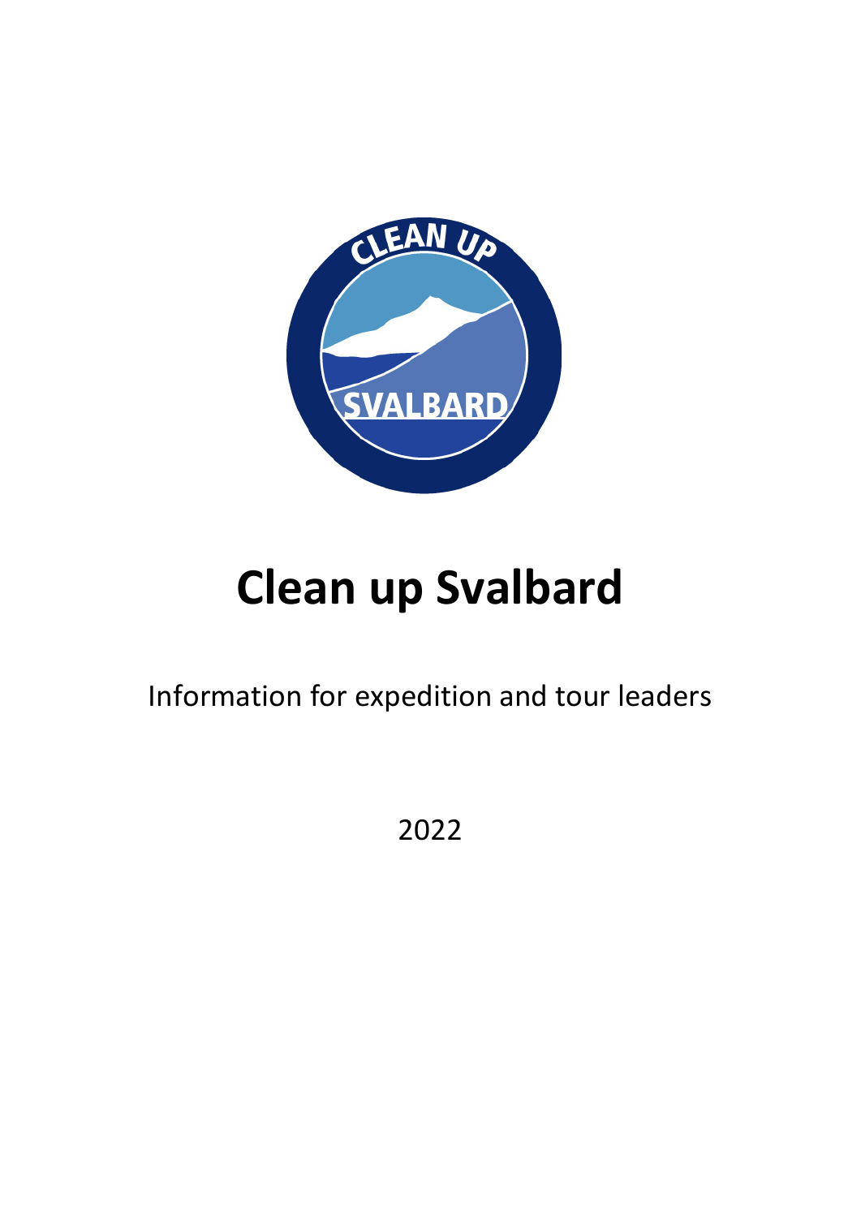# Clean up Svalbard

Information for expedition and tour leaders

2022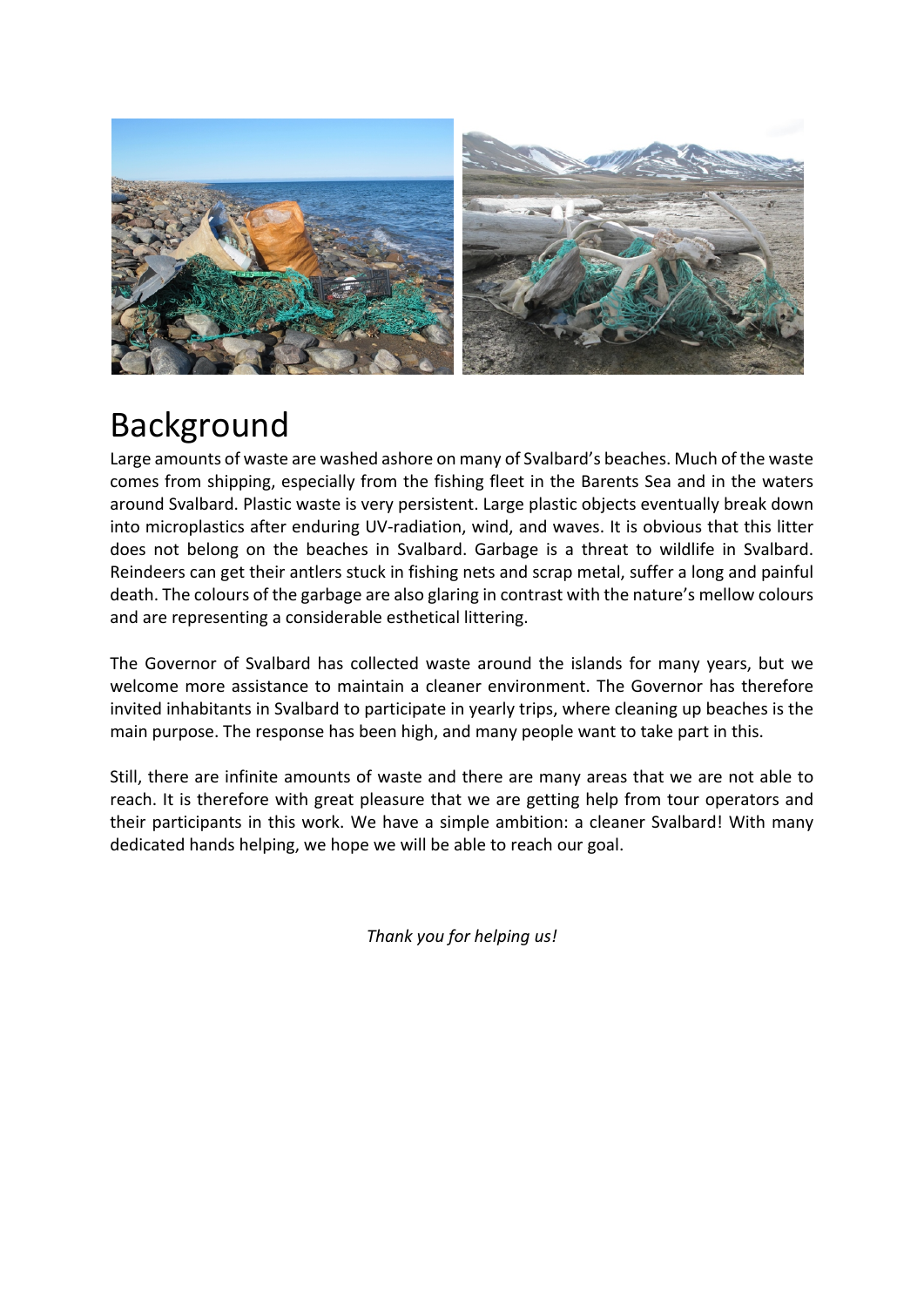# Background

Large amounts of waste are washed ashore on many of Svalbard's beaches. Much of the waste comes from shipping, especially from the fishing fleet in the Barents Sea and in the waters around Svalbard. Plastic waste is very persistent. Large plastic objects eventually break down into microplastics after enduring UV-radiation, wind, and waves. It is obvious that this litter does not belong on the beaches in Svalbard. Garbage is a threat to wildlife in Svalbard. Reindeers can get their antlers stuck in fishing nets and scrap metal, suffer a long and painful death. The colours of the garbage are also glaring in contrast with the nature's mellow colours and are representing a considerable esthetical littering.

The Governor of Svalbard has collected waste around the islands for many years, but we welcome more assistance to maintain a cleaner environment. The Governor has therefore invited inhabitants in Svalbard to participate in yearly trips, where cleaning up beaches is the main purpose. The response has been high, and many people want to take part in this.

Still, there are infinite amounts of waste and there are many areas that we are not able to reach. It is therefore with great pleasure that we are getting help from tour operators and their participants in this work. We have a simple ambition: a cleaner Svalbard! With many dedicated hands helping, we hope we will be able to reach our goal.

*Thank you for helping us!*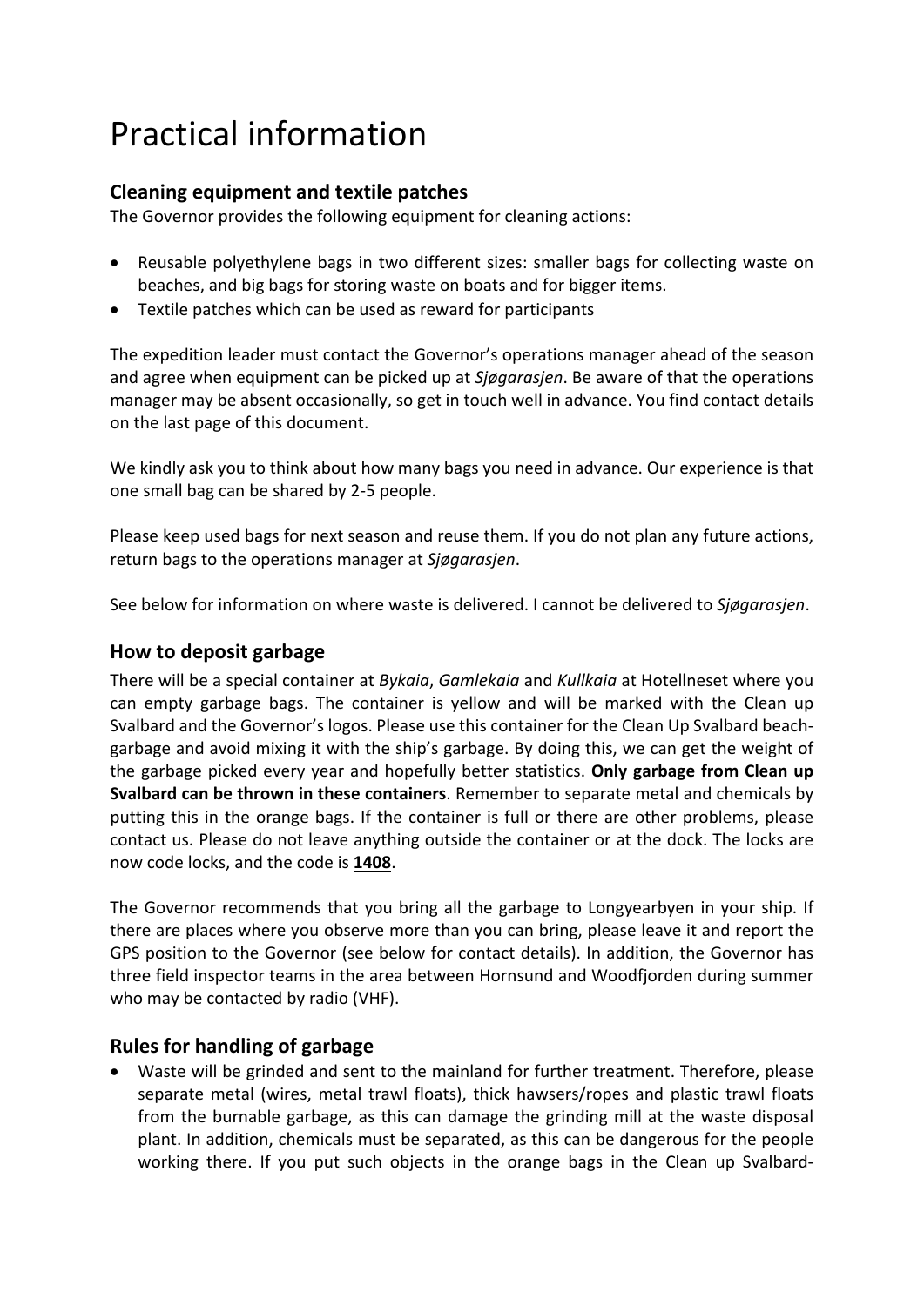# Practical information

## Cleaning equipment and textile patches

The Governor provides the following equipment for cleaning actions:

- Reusable polyethylene bags in two different sizes: smaller bags for collecting waste on beaches, and big bags for storing waste on boats and for bigger items.
- Textile patches which can be used as reward for participants

The expedition leader must contact the Governor's operations manager ahead of the season and agree when equipment can be picked up at *Sjøgarasjen*. Be aware of that the operations manager may be absent occasionally, so get in touch well in advance. You find contact details on the last page of this document.

We kindly ask you to think about how many bags you need in advance. Our experience is that one small bag can be shared by 2-5 people.

Please keep used bags for next season and reuse them. If you do not plan any future actions, return bags to the operations manager at *Sjøgarasjen*.

See below for information on where waste is delivered. I cannot be delivered to *Sjøgarasjen*.

## How to deposit garbage

There will be a special container at *Bykaia*, *Gamlekaia* and *Kullkaia* at Hotellneset where you can empty garbage bags. The container is yellow and will be marked with the Clean up Svalbard and the Governor's logos. Please use this container for the Clean Up Svalbard beach-garbage and avoid mixing it with the ship's garbage. By doing this, we can get the weight of the garbage picked every year and hopefully better statistics. **Only garbage from Clean up Svalbard can be thrown in these containers**. Remember to separate metal and chemicals by putting this in the orange bags. If the container is full or there are other problems, please contact us. Please do not leave anything outside the container or at the dock. The locks are now code locks, and the code is **1408**.

The Governor recommends that you bring all the garbage to Longyearbyen in your ship. If there are places where you observe more than you can bring, please leave it and report the GPS position to the Governor (see below for contact details). In addition, the Governor has three field inspector teams in the area between Hornsund and Woodfjorden during summer who may be contacted by radio (VHF).

## Rules for handling of garbage

- Waste will be grinded and sent to the mainland for further treatment. Therefore, please separate metal (wires, metal trawl floats), thick hawsers/ropes and plastic trawl floats from the burnable garbage, as this can damage the grinding mill at the waste disposal plant. In addition, chemicals must be separated, as this can be dangerous for the people working there. If you put such objects in the orange bags in the Clean up Svalbard-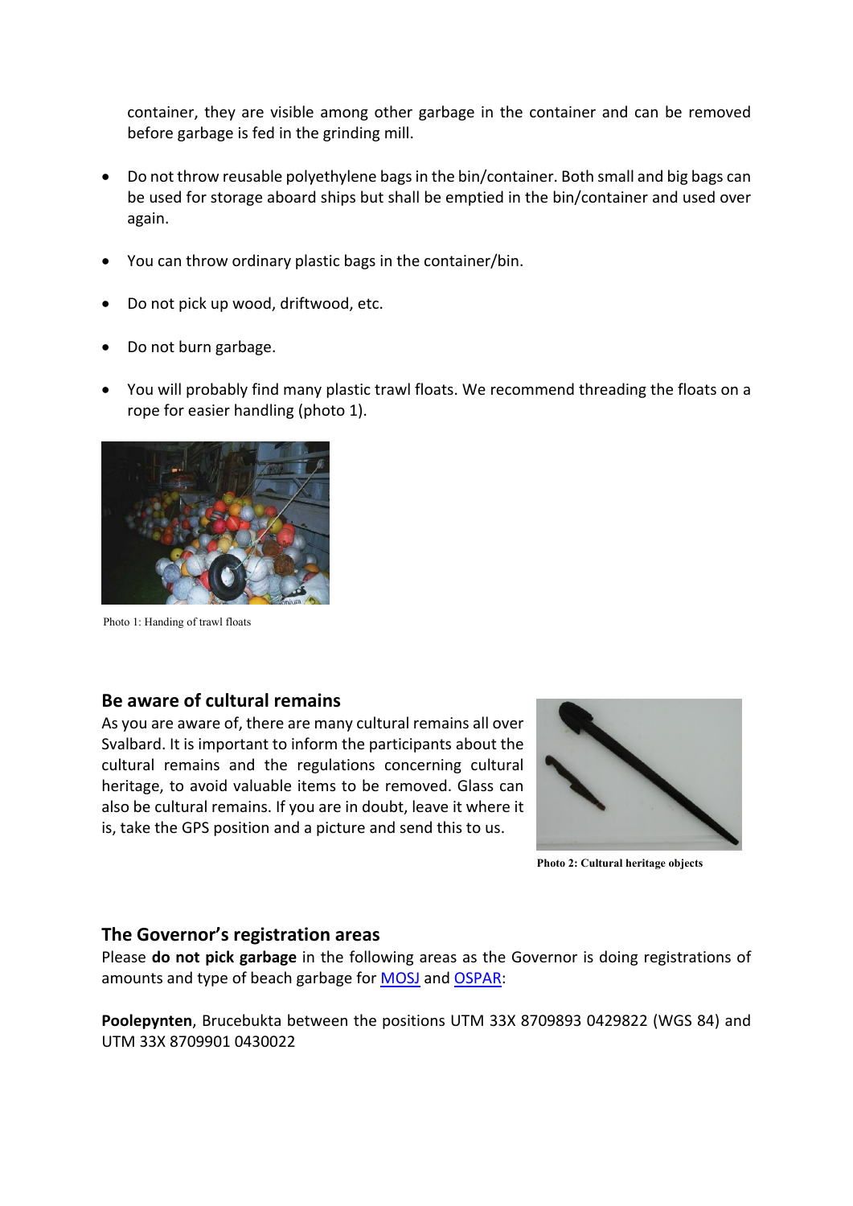container, they are visible among other garbage in the container and can be removed before garbage is fed in the grinding mill.

- Do not throw reusable polyethylene bags in the bin/container. Both small and big bags can be used for storage aboard ships but shall be emptied in the bin/container and used over again.
- You can throw ordinary plastic bags in the container/bin.
- Do not pick up wood, driftwood, etc.
- Do not burn garbage.
- You will probably find many plastic trawl floats. We recommend threading the floats on a rope for easier handling (photo 1).

Photo 1: Handing of trawl floats

## Be aware of cultural remains

As you are aware of, there are many cultural remains all over Svalbard. It is important to inform the participants about the cultural remains and the regulations concerning cultural heritage, to avoid valuable items to be removed. Glass can also be cultural remains. If you are in doubt, leave it where it is, take the GPS position and a picture and send this to us.

**Photo 2: Cultural heritage objects**

## The Governor's registration areas

Please **do not pick garbage** in the following areas as the Governor is doing registrations of amounts and type of beach garbage for MOSJ and OSPAR:

**Poolepynten**, Brucebukta between the positions UTM 33X 8709893 0429822 (WGS 84) and UTM 33X 8709901 0430022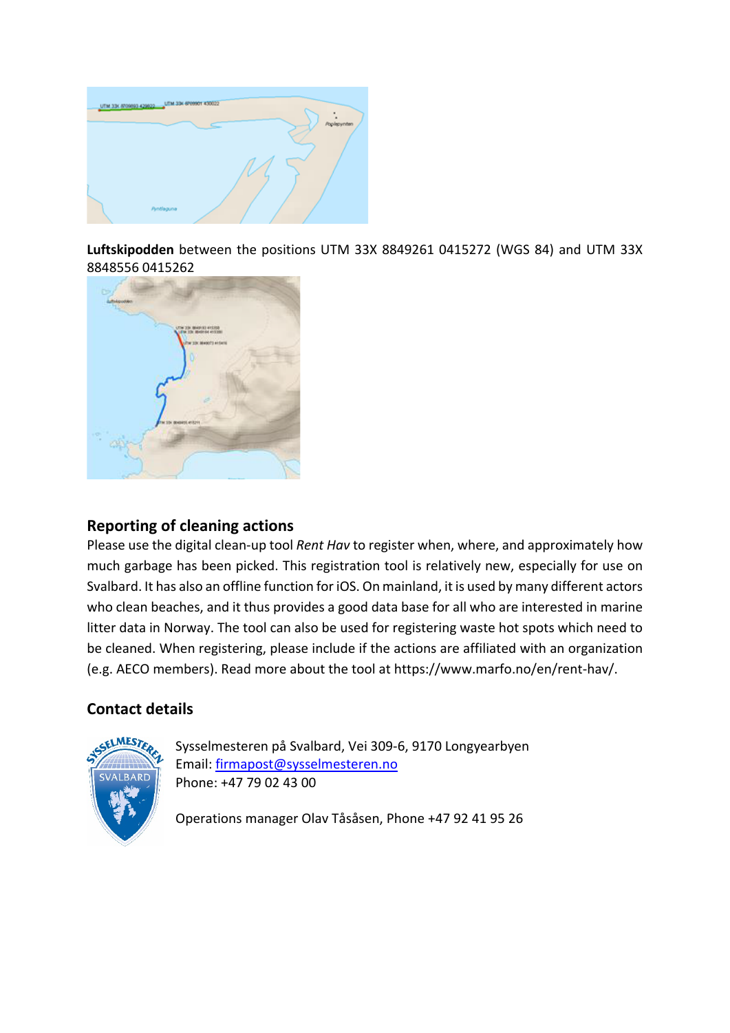**Luftskipodden** between the positions UTM 33X 8849261 0415272 (WGS 84) and UTM 33X 8848556 0415262

## Reporting of cleaning actions

Please use the digital clean-up tool *Rent Hav* to register when, where, and approximately how much garbage has been picked. This registration tool is relatively new, especially for use on Svalbard. It has also an offline function for iOS. On mainland, it is used by many different actors who clean beaches, and it thus provides a good data base for all who are interested in marine litter data in Norway. The tool can also be used for registering waste hot spots which need to be cleaned. When registering, please include if the actions are affiliated with an organization (e.g. AECO members). Read more about the tool at https://www.marfo.no/en/rent-hav/.

## Contact details

Sysselmesteren på Svalbard, Vei 309-6, 9170 Longyearbyen
Email: firmapost@sysselmesteren.no
Phone: +47 79 02 43 00

Operations manager Olav Tåsåsen, Phone +47 92 41 95 26